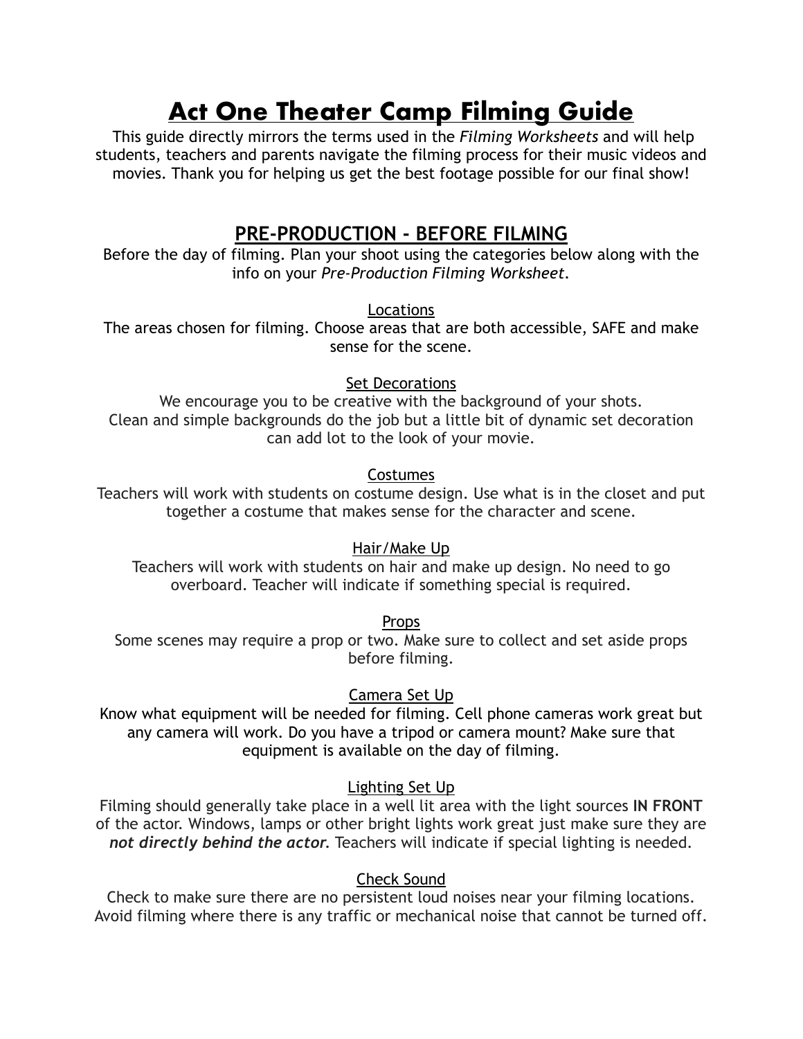# Act One Theater Camp Filming Guide

This guide directly mirrors the terms used in the *Filming Worksheets* and will help students, teachers and parents navigate the filming process for their music videos and movies. Thank you for helping us get the best footage possible for our final show!

## PRE-PRODUCTION - BEFORE FILMING

Before the day of filming. Plan your shoot using the categories below along with the info on your *Pre-Production Filming Worksheet*.

### Locations

The areas chosen for filming. Choose areas that are both accessible, SAFE and make sense for the scene.

### Set Decorations

We encourage you to be creative with the background of your shots.
Clean and simple backgrounds do the job but a little bit of dynamic set decoration can add lot to the look of your movie.

### Costumes

Teachers will work with students on costume design. Use what is in the closet and put together a costume that makes sense for the character and scene.

### Hair/Make Up

Teachers will work with students on hair and make up design. No need to go overboard. Teacher will indicate if something special is required.

### Props

Some scenes may require a prop or two. Make sure to collect and set aside props before filming.

### Camera Set Up

Know what equipment will be needed for filming. Cell phone cameras work great but any camera will work. Do you have a tripod or camera mount? Make sure that equipment is available on the day of filming.

### Lighting Set Up

Filming should generally take place in a well lit area with the light sources **IN FRONT** of the actor. Windows, lamps or other bright lights work great just make sure they are ***not directly behind the actor***. Teachers will indicate if special lighting is needed.

### Check Sound

Check to make sure there are no persistent loud noises near your filming locations. Avoid filming where there is any traffic or mechanical noise that cannot be turned off.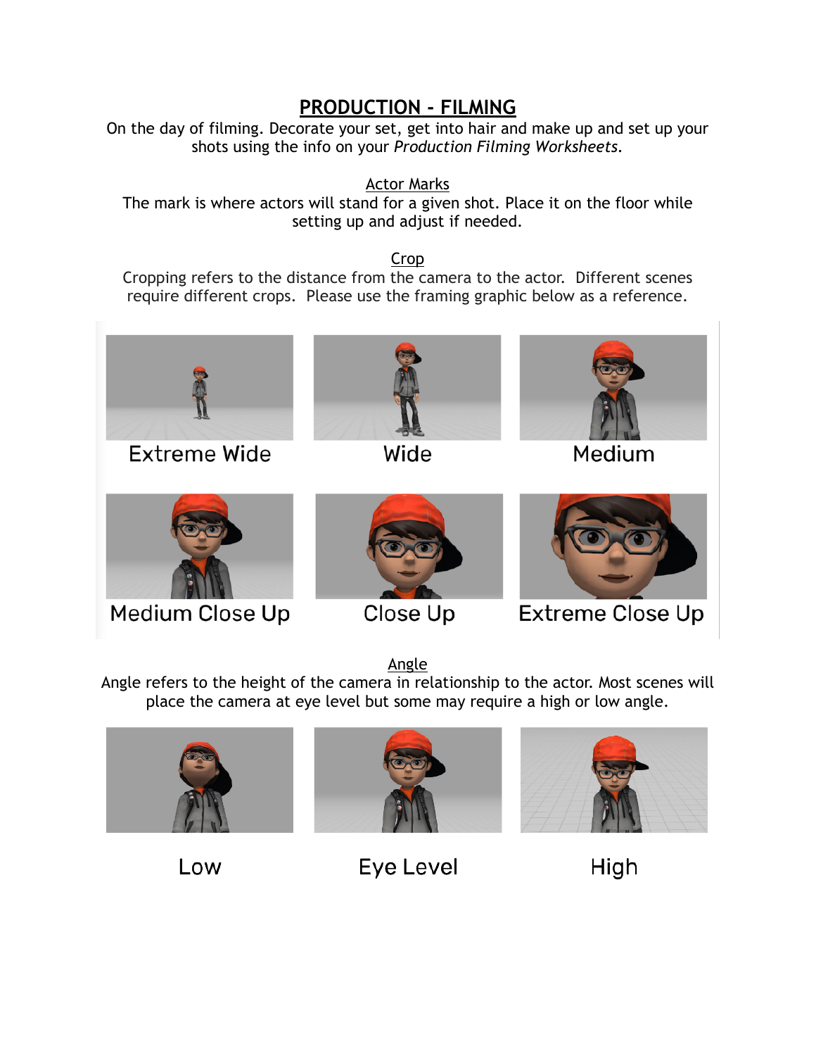# PRODUCTION - FILMING

On the day of filming. Decorate your set, get into hair and make up and set up your shots using the info on your *Production Filming Worksheets*.

## Actor Marks

The mark is where actors will stand for a given shot. Place it on the floor while setting up and adjust if needed.

## Crop

Cropping refers to the distance from the camera to the actor. Different scenes require different crops. Please use the framing graphic below as a reference.

Extreme Wide

Wide

Medium

Medium Close Up

Close Up

Extreme Close Up

## Angle

Angle refers to the height of the camera in relationship to the actor. Most scenes will place the camera at eye level but some may require a high or low angle.

Low

Eye Level

High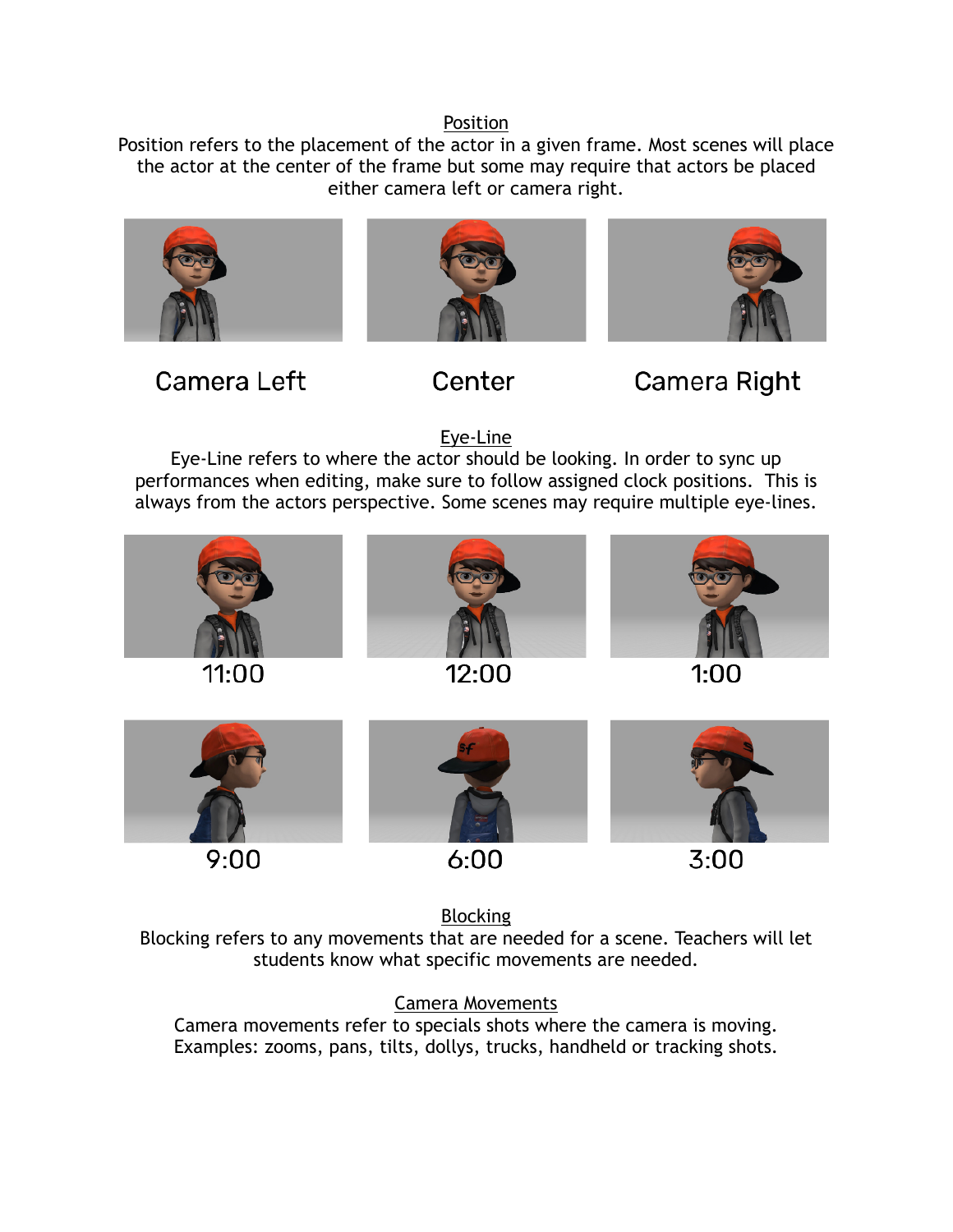## Position

Position refers to the placement of the actor in a given frame. Most scenes will place the actor at the center of the frame but some may require that actors be placed either camera left or camera right.

Camera Left | Center | Camera Right

## Eye-Line

Eye-Line refers to where the actor should be looking. In order to sync up performances when editing, make sure to follow assigned clock positions. This is always from the actors perspective. Some scenes may require multiple eye-lines.

11:00 | 12:00 | 1:00

9:00 | 6:00 | 3:00

## Blocking

Blocking refers to any movements that are needed for a scene. Teachers will let students know what specific movements are needed.

## Camera Movements

Camera movements refer to specials shots where the camera is moving. Examples: zooms, pans, tilts, dollys, trucks, handheld or tracking shots.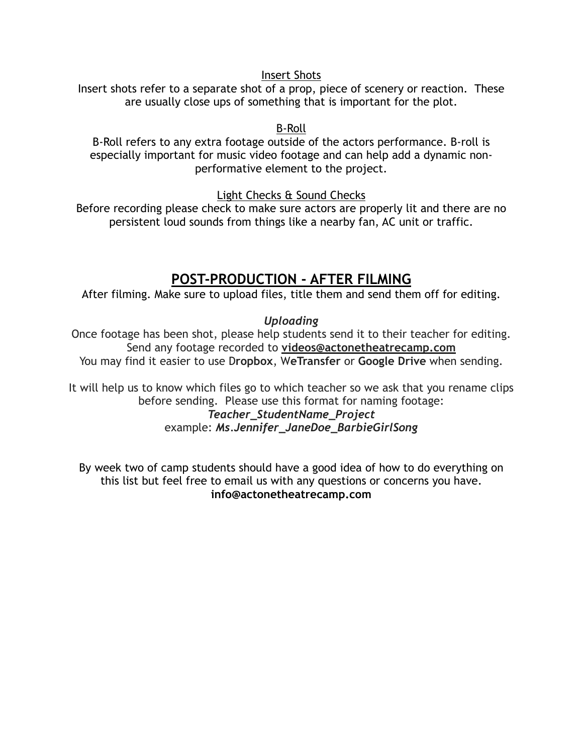<u>Insert Shots</u>

Insert shots refer to a separate shot of a prop, piece of scenery or reaction. These are usually close ups of something that is important for the plot.

<u>B-Roll</u>

B-Roll refers to any extra footage outside of the actors performance. B-roll is especially important for music video footage and can help add a dynamic non-performative element to the project.

<u>Light Checks & Sound Checks</u>

Before recording please check to make sure actors are properly lit and there are no persistent loud sounds from things like a nearby fan, AC unit or traffic.

## POST-PRODUCTION - AFTER FILMING

After filming. Make sure to upload files, title them and send them off for editing.

***Uploading***

Once footage has been shot, please help students send it to their teacher for editing. Send any footage recorded to **videos@actonetheatrecamp.com**
You may find it easier to use D**ropbox**, W**eTransfer** or **Google Drive** when sending.

It will help us to know which files go to which teacher so we ask that you rename clips before sending. Please use this format for naming footage:
***Teacher_StudentName_Project***
example: ***Ms.Jennifer_JaneDoe_BarbieGirlSong***

By week two of camp students should have a good idea of how to do everything on this list but feel free to email us with any questions or concerns you have.
**info@actonetheatrecamp.com**